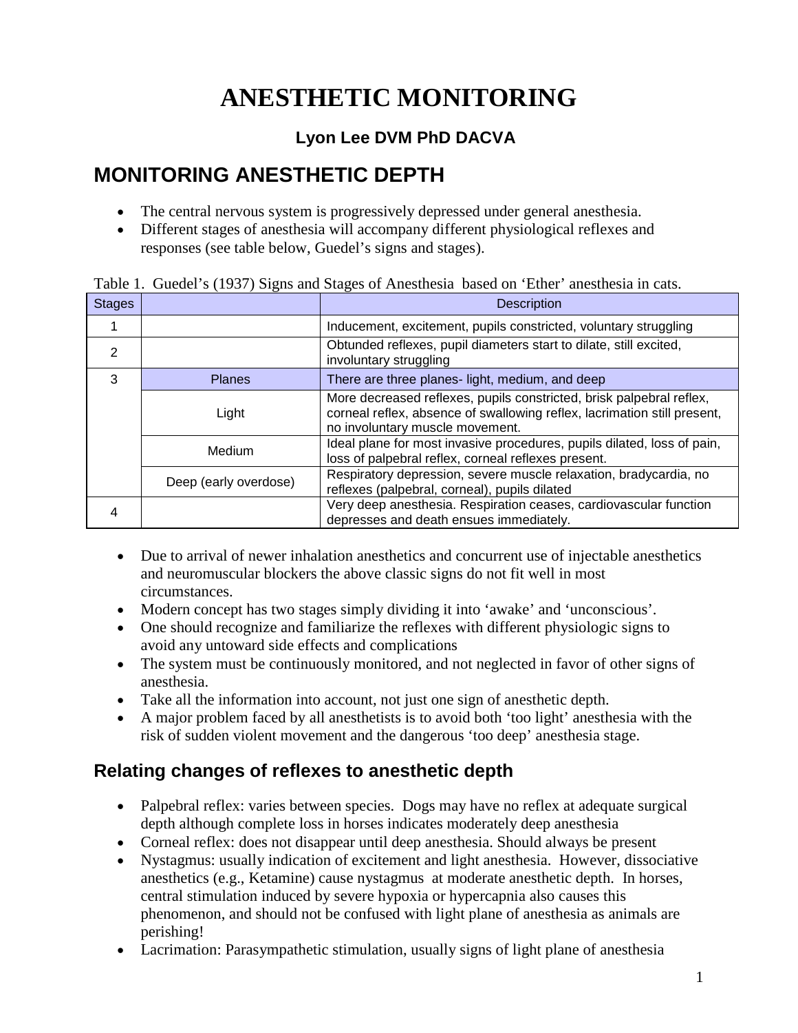# ANESTHETIC MONITORING

**Lyon Lee DVM PhD DACVA**

## MONITORING ANESTHETIC DEPTH

- The central nervous system is progressively depressed under general anesthesia.
- Different stages of anesthesia will accompany different physiological reflexes and responses (see table below, Guedel's signs and stages).

Table 1. Guedel's (1937) Signs and Stages of Anesthesia based on 'Ether' anesthesia in cats.

| Stages | | Description |
|---|---|---|
| 1 | | Inducement, excitement, pupils constricted, voluntary struggling |
| 2 | | Obtunded reflexes, pupil diameters start to dilate, still excited, involuntary struggling |
| 3 | Planes | There are three planes- light, medium, and deep |
| | Light | More decreased reflexes, pupils constricted, brisk palpebral reflex, corneal reflex, absence of swallowing reflex, lacrimation still present, no involuntary muscle movement. |
| | Medium | Ideal plane for most invasive procedures, pupils dilated, loss of pain, loss of palpebral reflex, corneal reflexes present. |
| | Deep (early overdose) | Respiratory depression, severe muscle relaxation, bradycardia, no reflexes (palpebral, corneal), pupils dilated |
| 4 | | Very deep anesthesia. Respiration ceases, cardiovascular function depresses and death ensues immediately. |

- Due to arrival of newer inhalation anesthetics and concurrent use of injectable anesthetics and neuromuscular blockers the above classic signs do not fit well in most circumstances.
- Modern concept has two stages simply dividing it into 'awake' and 'unconscious'.
- One should recognize and familiarize the reflexes with different physiologic signs to avoid any untoward side effects and complications
- The system must be continuously monitored, and not neglected in favor of other signs of anesthesia.
- Take all the information into account, not just one sign of anesthetic depth.
- A major problem faced by all anesthetists is to avoid both 'too light' anesthesia with the risk of sudden violent movement and the dangerous 'too deep' anesthesia stage.

### Relating changes of reflexes to anesthetic depth

- Palpebral reflex: varies between species. Dogs may have no reflex at adequate surgical depth although complete loss in horses indicates moderately deep anesthesia
- Corneal reflex: does not disappear until deep anesthesia. Should always be present
- Nystagmus: usually indication of excitement and light anesthesia. However, dissociative anesthetics (e.g., Ketamine) cause nystagmus at moderate anesthetic depth. In horses, central stimulation induced by severe hypoxia or hypercapnia also causes this phenomenon, and should not be confused with light plane of anesthesia as animals are perishing!
- Lacrimation: Parasympathetic stimulation, usually signs of light plane of anesthesia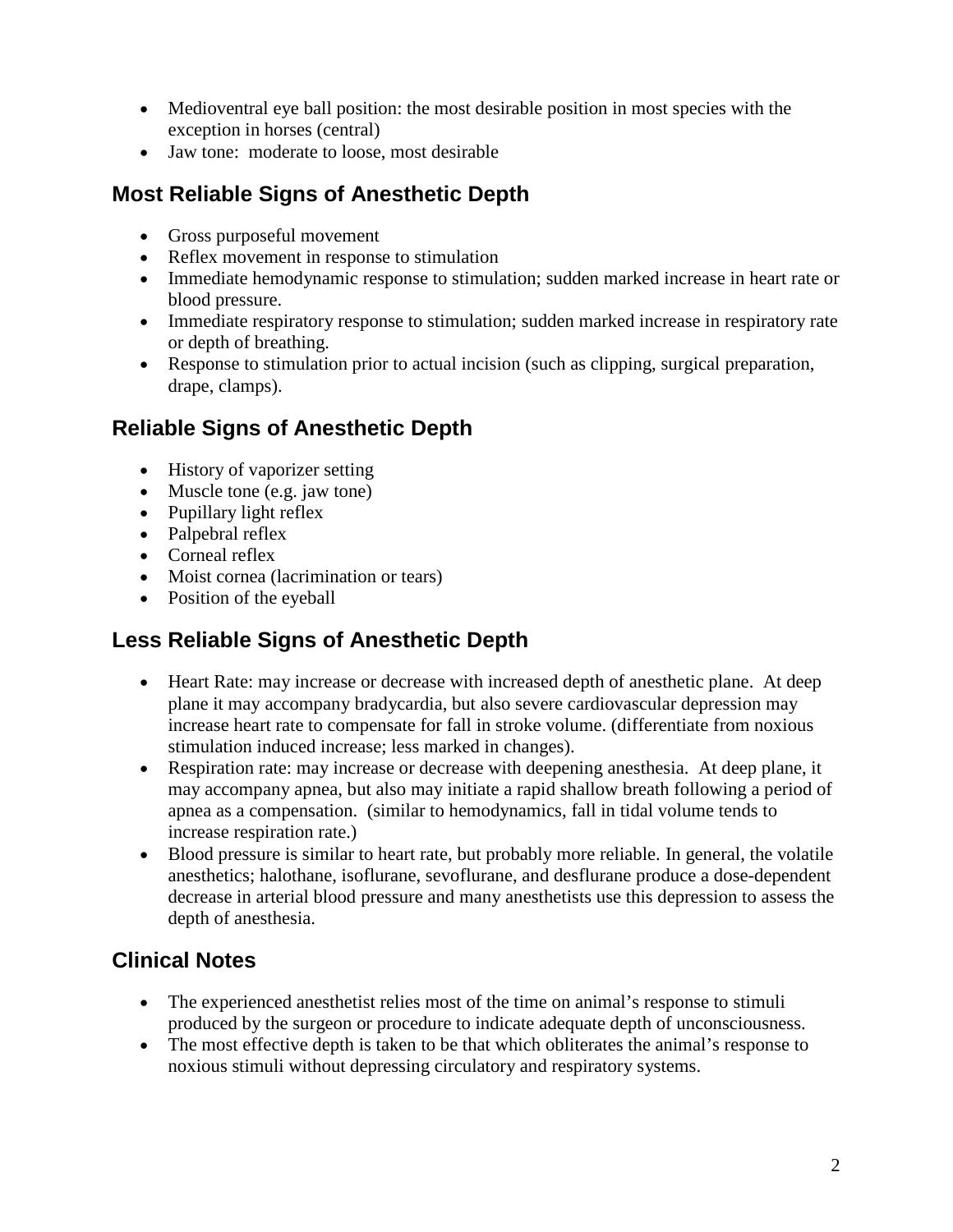- Medioventral eye ball position: the most desirable position in most species with the exception in horses (central)
- Jaw tone: moderate to loose, most desirable

## Most Reliable Signs of Anesthetic Depth

- Gross purposeful movement
- Reflex movement in response to stimulation
- Immediate hemodynamic response to stimulation; sudden marked increase in heart rate or blood pressure.
- Immediate respiratory response to stimulation; sudden marked increase in respiratory rate or depth of breathing.
- Response to stimulation prior to actual incision (such as clipping, surgical preparation, drape, clamps).

## Reliable Signs of Anesthetic Depth

- History of vaporizer setting
- Muscle tone (e.g. jaw tone)
- Pupillary light reflex
- Palpebral reflex
- Corneal reflex
- Moist cornea (lacrimination or tears)
- Position of the eyeball

## Less Reliable Signs of Anesthetic Depth

- Heart Rate: may increase or decrease with increased depth of anesthetic plane. At deep plane it may accompany bradycardia, but also severe cardiovascular depression may increase heart rate to compensate for fall in stroke volume. (differentiate from noxious stimulation induced increase; less marked in changes).
- Respiration rate: may increase or decrease with deepening anesthesia. At deep plane, it may accompany apnea, but also may initiate a rapid shallow breath following a period of apnea as a compensation. (similar to hemodynamics, fall in tidal volume tends to increase respiration rate.)
- Blood pressure is similar to heart rate, but probably more reliable. In general, the volatile anesthetics; halothane, isoflurane, sevoflurane, and desflurane produce a dose-dependent decrease in arterial blood pressure and many anesthetists use this depression to assess the depth of anesthesia.

## Clinical Notes

- The experienced anesthetist relies most of the time on animal's response to stimuli produced by the surgeon or procedure to indicate adequate depth of unconsciousness.
- The most effective depth is taken to be that which obliterates the animal's response to noxious stimuli without depressing circulatory and respiratory systems.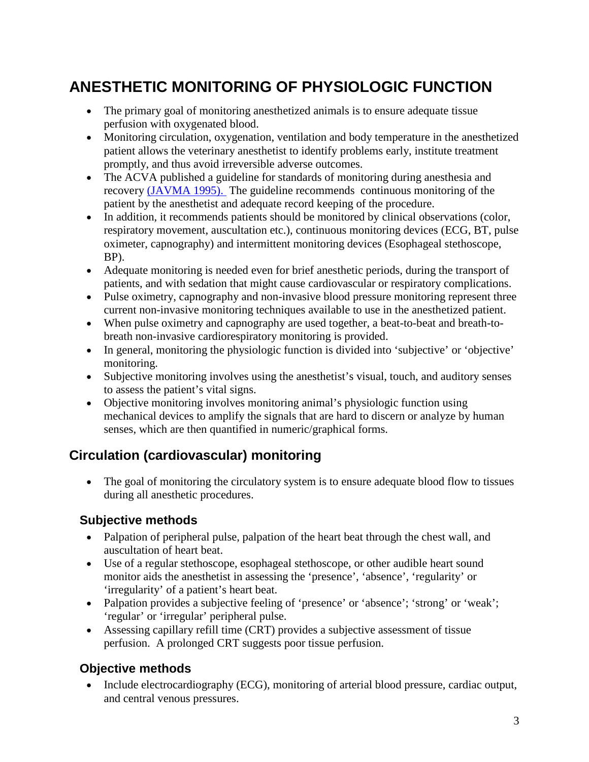# ANESTHETIC MONITORING OF PHYSIOLOGIC FUNCTION

- The primary goal of monitoring anesthetized animals is to ensure adequate tissue perfusion with oxygenated blood.
- Monitoring circulation, oxygenation, ventilation and body temperature in the anesthetized patient allows the veterinary anesthetist to identify problems early, institute treatment promptly, and thus avoid irreversible adverse outcomes.
- The ACVA published a guideline for standards of monitoring during anesthesia and recovery (JAVMA 1995). The guideline recommends continuous monitoring of the patient by the anesthetist and adequate record keeping of the procedure.
- In addition, it recommends patients should be monitored by clinical observations (color, respiratory movement, auscultation etc.), continuous monitoring devices (ECG, BT, pulse oximeter, capnography) and intermittent monitoring devices (Esophageal stethoscope, BP).
- Adequate monitoring is needed even for brief anesthetic periods, during the transport of patients, and with sedation that might cause cardiovascular or respiratory complications.
- Pulse oximetry, capnography and non-invasive blood pressure monitoring represent three current non-invasive monitoring techniques available to use in the anesthetized patient.
- When pulse oximetry and capnography are used together, a beat-to-beat and breath-to-breath non-invasive cardiorespiratory monitoring is provided.
- In general, monitoring the physiologic function is divided into 'subjective' or 'objective' monitoring.
- Subjective monitoring involves using the anesthetist's visual, touch, and auditory senses to assess the patient's vital signs.
- Objective monitoring involves monitoring animal's physiologic function using mechanical devices to amplify the signals that are hard to discern or analyze by human senses, which are then quantified in numeric/graphical forms.

## Circulation (cardiovascular) monitoring

- The goal of monitoring the circulatory system is to ensure adequate blood flow to tissues during all anesthetic procedures.

### Subjective methods

- Palpation of peripheral pulse, palpation of the heart beat through the chest wall, and auscultation of heart beat.
- Use of a regular stethoscope, esophageal stethoscope, or other audible heart sound monitor aids the anesthetist in assessing the 'presence', 'absence', 'regularity' or 'irregularity' of a patient's heart beat.
- Palpation provides a subjective feeling of 'presence' or 'absence'; 'strong' or 'weak'; 'regular' or 'irregular' peripheral pulse.
- Assessing capillary refill time (CRT) provides a subjective assessment of tissue perfusion. A prolonged CRT suggests poor tissue perfusion.

### Objective methods

- Include electrocardiography (ECG), monitoring of arterial blood pressure, cardiac output, and central venous pressures.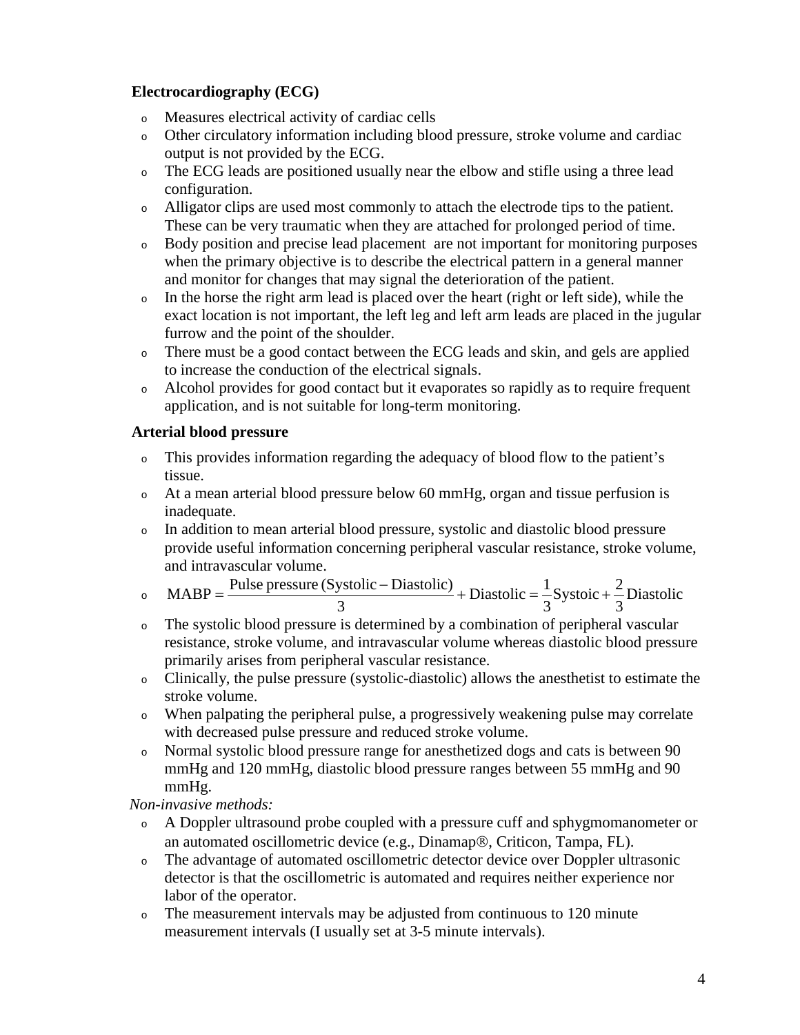**Electrocardiography (ECG)**

- Measures electrical activity of cardiac cells
- Other circulatory information including blood pressure, stroke volume and cardiac output is not provided by the ECG.
- The ECG leads are positioned usually near the elbow and stifle using a three lead configuration.
- Alligator clips are used most commonly to attach the electrode tips to the patient. These can be very traumatic when they are attached for prolonged period of time.
- Body position and precise lead placement are not important for monitoring purposes when the primary objective is to describe the electrical pattern in a general manner and monitor for changes that may signal the deterioration of the patient.
- In the horse the right arm lead is placed over the heart (right or left side), while the exact location is not important, the left leg and left arm leads are placed in the jugular furrow and the point of the shoulder.
- There must be a good contact between the ECG leads and skin, and gels are applied to increase the conduction of the electrical signals.
- Alcohol provides for good contact but it evaporates so rapidly as to require frequent application, and is not suitable for long-term monitoring.

**Arterial blood pressure**

- This provides information regarding the adequacy of blood flow to the patient's tissue.
- At a mean arterial blood pressure below 60 mmHg, organ and tissue perfusion is inadequate.
- In addition to mean arterial blood pressure, systolic and diastolic blood pressure provide useful information concerning peripheral vascular resistance, stroke volume, and intravascular volume.
- $\text{MABP} = \dfrac{\text{Pulse pressure (Systolic} - \text{Diastolic)}}{3} + \text{Diastolic} = \dfrac{1}{3}\text{Systoic} + \dfrac{2}{3}\text{Diastolic}$
- The systolic blood pressure is determined by a combination of peripheral vascular resistance, stroke volume, and intravascular volume whereas diastolic blood pressure primarily arises from peripheral vascular resistance.
- Clinically, the pulse pressure (systolic-diastolic) allows the anesthetist to estimate the stroke volume.
- When palpating the peripheral pulse, a progressively weakening pulse may correlate with decreased pulse pressure and reduced stroke volume.
- Normal systolic blood pressure range for anesthetized dogs and cats is between 90 mmHg and 120 mmHg, diastolic blood pressure ranges between 55 mmHg and 90 mmHg.

*Non-invasive methods:*

- A Doppler ultrasound probe coupled with a pressure cuff and sphygmomanometer or an automated oscillometric device (e.g., Dinamap®, Criticon, Tampa, FL).
- The advantage of automated oscillometric detector device over Doppler ultrasonic detector is that the oscillometric is automated and requires neither experience nor labor of the operator.
- The measurement intervals may be adjusted from continuous to 120 minute measurement intervals (I usually set at 3-5 minute intervals).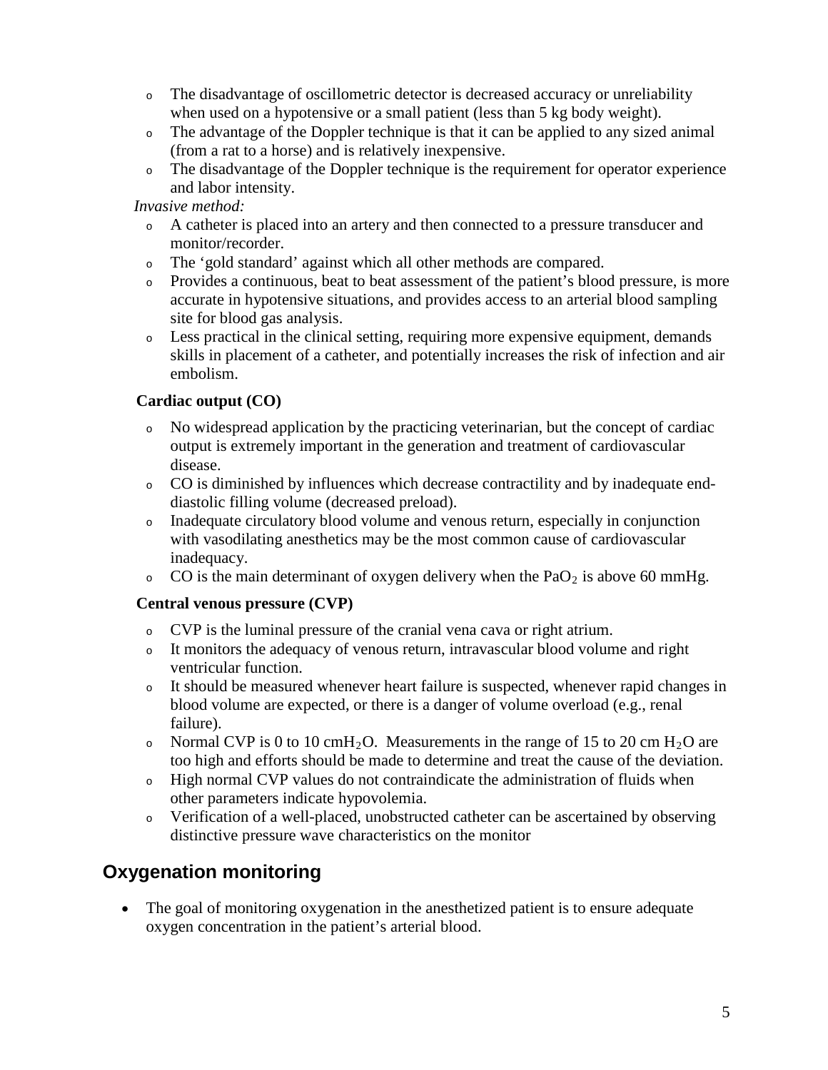- The disadvantage of oscillometric detector is decreased accuracy or unreliability when used on a hypotensive or a small patient (less than 5 kg body weight).
- The advantage of the Doppler technique is that it can be applied to any sized animal (from a rat to a horse) and is relatively inexpensive.
- The disadvantage of the Doppler technique is the requirement for operator experience and labor intensity.

*Invasive method:*

- A catheter is placed into an artery and then connected to a pressure transducer and monitor/recorder.
- The 'gold standard' against which all other methods are compared.
- Provides a continuous, beat to beat assessment of the patient's blood pressure, is more accurate in hypotensive situations, and provides access to an arterial blood sampling site for blood gas analysis.
- Less practical in the clinical setting, requiring more expensive equipment, demands skills in placement of a catheter, and potentially increases the risk of infection and air embolism.

**Cardiac output (CO)**

- No widespread application by the practicing veterinarian, but the concept of cardiac output is extremely important in the generation and treatment of cardiovascular disease.
- CO is diminished by influences which decrease contractility and by inadequate end-diastolic filling volume (decreased preload).
- Inadequate circulatory blood volume and venous return, especially in conjunction with vasodilating anesthetics may be the most common cause of cardiovascular inadequacy.
- CO is the main determinant of oxygen delivery when the $PaO_2$ is above 60 mmHg.

**Central venous pressure (CVP)**

- CVP is the luminal pressure of the cranial vena cava or right atrium.
- It monitors the adequacy of venous return, intravascular blood volume and right ventricular function.
- It should be measured whenever heart failure is suspected, whenever rapid changes in blood volume are expected, or there is a danger of volume overload (e.g., renal failure).
- Normal CVP is 0 to 10 $cmH_2O$. Measurements in the range of 15 to 20 cm $H_2O$ are too high and efforts should be made to determine and treat the cause of the deviation.
- High normal CVP values do not contraindicate the administration of fluids when other parameters indicate hypovolemia.
- Verification of a well-placed, unobstructed catheter can be ascertained by observing distinctive pressure wave characteristics on the monitor

## Oxygenation monitoring

- The goal of monitoring oxygenation in the anesthetized patient is to ensure adequate oxygen concentration in the patient's arterial blood.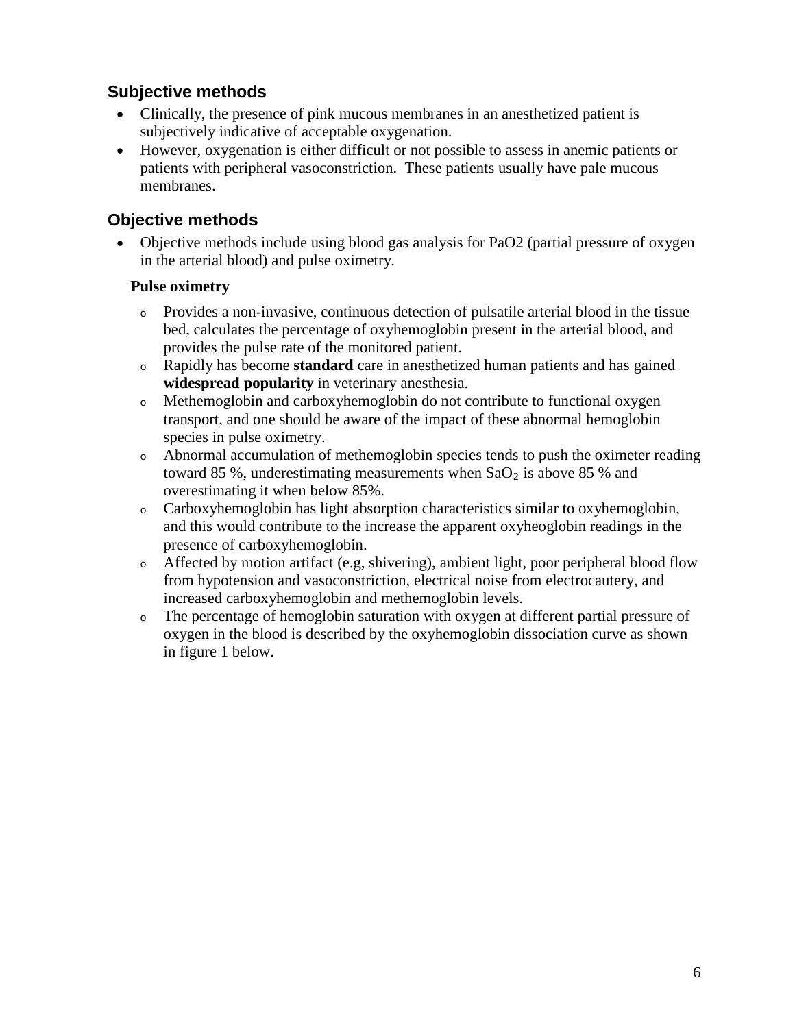## Subjective methods

- Clinically, the presence of pink mucous membranes in an anesthetized patient is subjectively indicative of acceptable oxygenation.
- However, oxygenation is either difficult or not possible to assess in anemic patients or patients with peripheral vasoconstriction. These patients usually have pale mucous membranes.

## Objective methods

- Objective methods include using blood gas analysis for PaO2 (partial pressure of oxygen in the arterial blood) and pulse oximetry.

**Pulse oximetry**

- Provides a non-invasive, continuous detection of pulsatile arterial blood in the tissue bed, calculates the percentage of oxyhemoglobin present in the arterial blood, and provides the pulse rate of the monitored patient.
- Rapidly has become **standard** care in anesthetized human patients and has gained **widespread popularity** in veterinary anesthesia.
- Methemoglobin and carboxyhemoglobin do not contribute to functional oxygen transport, and one should be aware of the impact of these abnormal hemoglobin species in pulse oximetry.
- Abnormal accumulation of methemoglobin species tends to push the oximeter reading toward 85 %, underestimating measurements when $SaO_2$ is above 85 % and overestimating it when below 85%.
- Carboxyhemoglobin has light absorption characteristics similar to oxyhemoglobin, and this would contribute to the increase the apparent oxyheoglobin readings in the presence of carboxyhemoglobin.
- Affected by motion artifact (e.g, shivering), ambient light, poor peripheral blood flow from hypotension and vasoconstriction, electrical noise from electrocautery, and increased carboxyhemoglobin and methemoglobin levels.
- The percentage of hemoglobin saturation with oxygen at different partial pressure of oxygen in the blood is described by the oxyhemoglobin dissociation curve as shown in figure 1 below.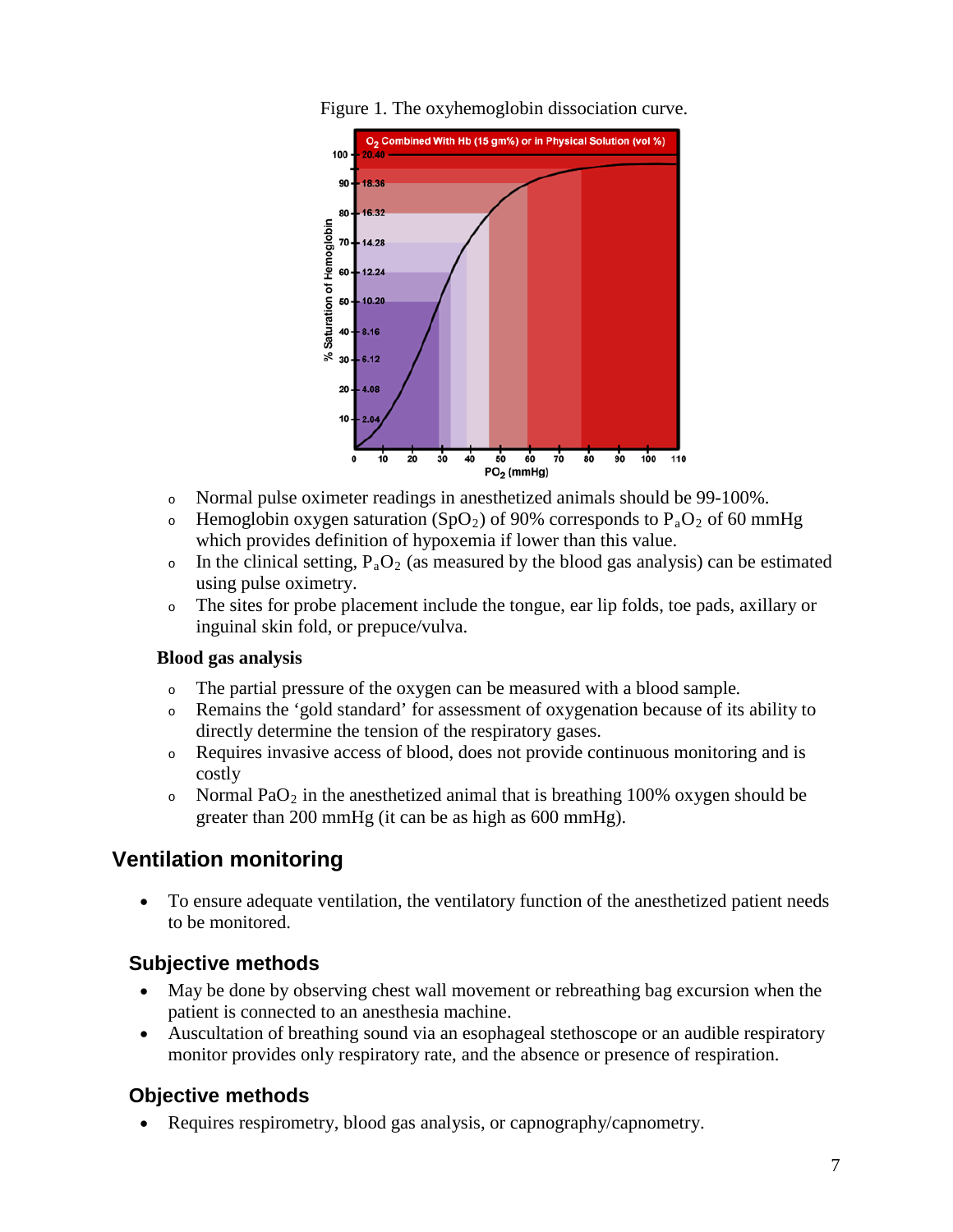Figure 1. The oxyhemoglobin dissociation curve.

- Normal pulse oximeter readings in anesthetized animals should be 99-100%.
- Hemoglobin oxygen saturation ($SpO_2$) of 90% corresponds to $P_aO_2$ of 60 mmHg which provides definition of hypoxemia if lower than this value.
- In the clinical setting, $P_aO_2$ (as measured by the blood gas analysis) can be estimated using pulse oximetry.
- The sites for probe placement include the tongue, ear lip folds, toe pads, axillary or inguinal skin fold, or prepuce/vulva.

**Blood gas analysis**

- The partial pressure of the oxygen can be measured with a blood sample.
- Remains the 'gold standard' for assessment of oxygenation because of its ability to directly determine the tension of the respiratory gases.
- Requires invasive access of blood, does not provide continuous monitoring and is costly
- Normal $PaO_2$ in the anesthetized animal that is breathing 100% oxygen should be greater than 200 mmHg (it can be as high as 600 mmHg).

## Ventilation monitoring

- To ensure adequate ventilation, the ventilatory function of the anesthetized patient needs to be monitored.

### Subjective methods

- May be done by observing chest wall movement or rebreathing bag excursion when the patient is connected to an anesthesia machine.
- Auscultation of breathing sound via an esophageal stethoscope or an audible respiratory monitor provides only respiratory rate, and the absence or presence of respiration.

### Objective methods

- Requires respirometry, blood gas analysis, or capnography/capnometry.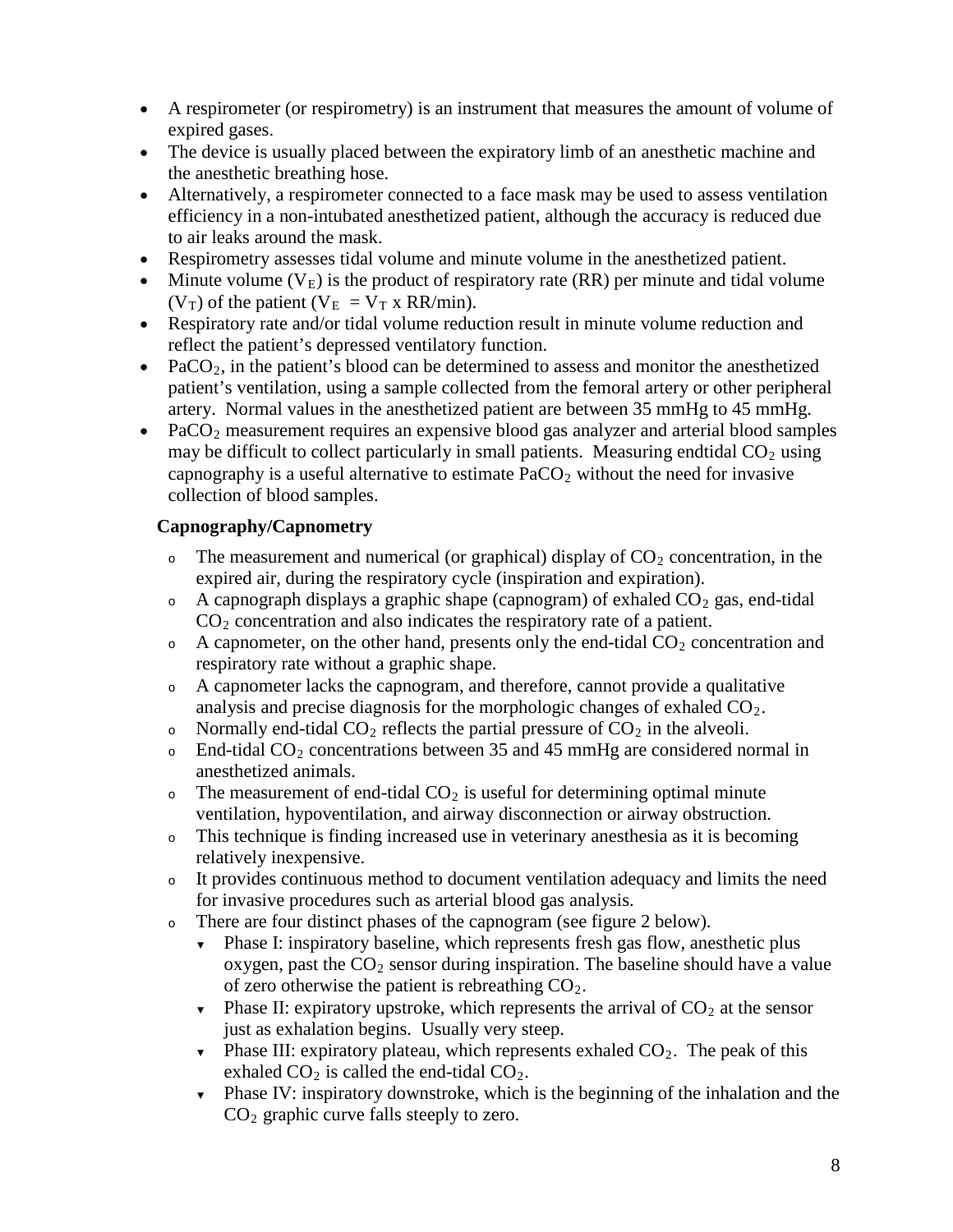- A respirometer (or respirometry) is an instrument that measures the amount of volume of expired gases.
- The device is usually placed between the expiratory limb of an anesthetic machine and the anesthetic breathing hose.
- Alternatively, a respirometer connected to a face mask may be used to assess ventilation efficiency in a non-intubated anesthetized patient, although the accuracy is reduced due to air leaks around the mask.
- Respirometry assesses tidal volume and minute volume in the anesthetized patient.
- Minute volume ($V_E$) is the product of respiratory rate (RR) per minute and tidal volume ($V_T$) of the patient ($V_E = V_T$ x RR/min).
- Respiratory rate and/or tidal volume reduction result in minute volume reduction and reflect the patient's depressed ventilatory function.
- $PaCO_2$, in the patient's blood can be determined to assess and monitor the anesthetized patient's ventilation, using a sample collected from the femoral artery or other peripheral artery. Normal values in the anesthetized patient are between 35 mmHg to 45 mmHg.
- $PaCO_2$ measurement requires an expensive blood gas analyzer and arterial blood samples may be difficult to collect particularly in small patients. Measuring endtidal $CO_2$ using capnography is a useful alternative to estimate $PaCO_2$ without the need for invasive collection of blood samples.

**Capnography/Capnometry**

- The measurement and numerical (or graphical) display of $CO_2$ concentration, in the expired air, during the respiratory cycle (inspiration and expiration).
- A capnograph displays a graphic shape (capnogram) of exhaled $CO_2$ gas, end-tidal $CO_2$ concentration and also indicates the respiratory rate of a patient.
- A capnometer, on the other hand, presents only the end-tidal $CO_2$ concentration and respiratory rate without a graphic shape.
- A capnometer lacks the capnogram, and therefore, cannot provide a qualitative analysis and precise diagnosis for the morphologic changes of exhaled $CO_2$.
- Normally end-tidal $CO_2$ reflects the partial pressure of $CO_2$ in the alveoli.
- End-tidal $CO_2$ concentrations between 35 and 45 mmHg are considered normal in anesthetized animals.
- The measurement of end-tidal $CO_2$ is useful for determining optimal minute ventilation, hypoventilation, and airway disconnection or airway obstruction.
- This technique is finding increased use in veterinary anesthesia as it is becoming relatively inexpensive.
- It provides continuous method to document ventilation adequacy and limits the need for invasive procedures such as arterial blood gas analysis.
- There are four distinct phases of the capnogram (see figure 2 below).
  - Phase I: inspiratory baseline, which represents fresh gas flow, anesthetic plus oxygen, past the $CO_2$ sensor during inspiration. The baseline should have a value of zero otherwise the patient is rebreathing $CO_2$.
  - Phase II: expiratory upstroke, which represents the arrival of $CO_2$ at the sensor just as exhalation begins. Usually very steep.
  - Phase III: expiratory plateau, which represents exhaled $CO_2$. The peak of this exhaled $CO_2$ is called the end-tidal $CO_2$.
  - Phase IV: inspiratory downstroke, which is the beginning of the inhalation and the $CO_2$ graphic curve falls steeply to zero.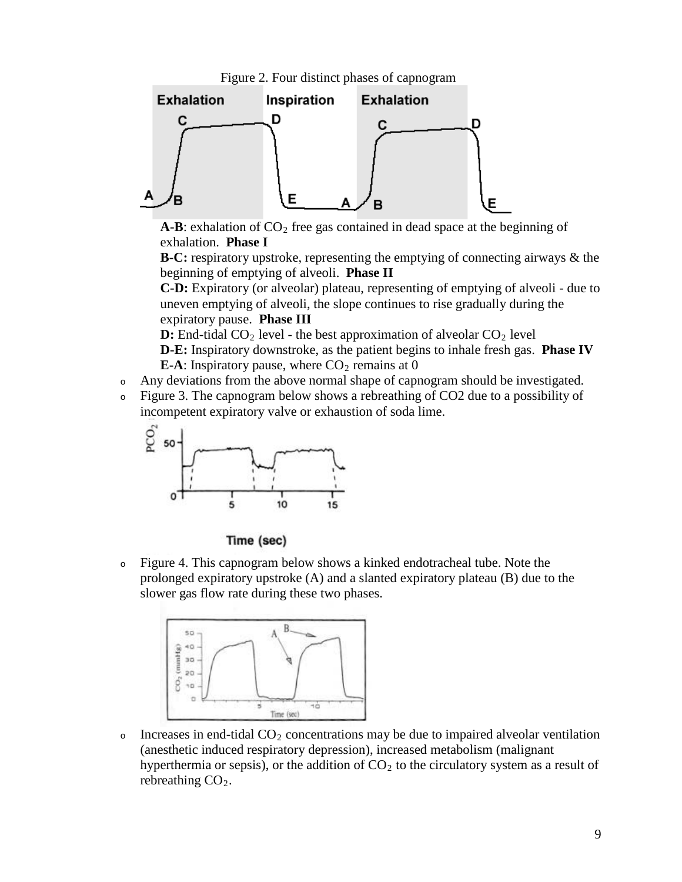Figure 2. Four distinct phases of capnogram

**A-B**: exhalation of $CO_2$ free gas contained in dead space at the beginning of exhalation. **Phase I**

**B-C:** respiratory upstroke, representing the emptying of connecting airways & the beginning of emptying of alveoli. **Phase II**

**C-D:** Expiratory (or alveolar) plateau, representing of emptying of alveoli - due to uneven emptying of alveoli, the slope continues to rise gradually during the expiratory pause. **Phase III**

**D:** End-tidal $CO_2$ level - the best approximation of alveolar $CO_2$ level

**D-E:** Inspiratory downstroke, as the patient begins to inhale fresh gas. **Phase IV**

**E-A**: Inspiratory pause, where $CO_2$ remains at 0

- Any deviations from the above normal shape of capnogram should be investigated.
- Figure 3. The capnogram below shows a rebreathing of CO2 due to a possibility of incompetent expiratory valve or exhaustion of soda lime.
- Figure 4. This capnogram below shows a kinked endotracheal tube. Note the prolonged expiratory upstroke (A) and a slanted expiratory plateau (B) due to the slower gas flow rate during these two phases.
- Increases in end-tidal $CO_2$ concentrations may be due to impaired alveolar ventilation (anesthetic induced respiratory depression), increased metabolism (malignant hyperthermia or sepsis), or the addition of $CO_2$ to the circulatory system as a result of rebreathing $CO_2$.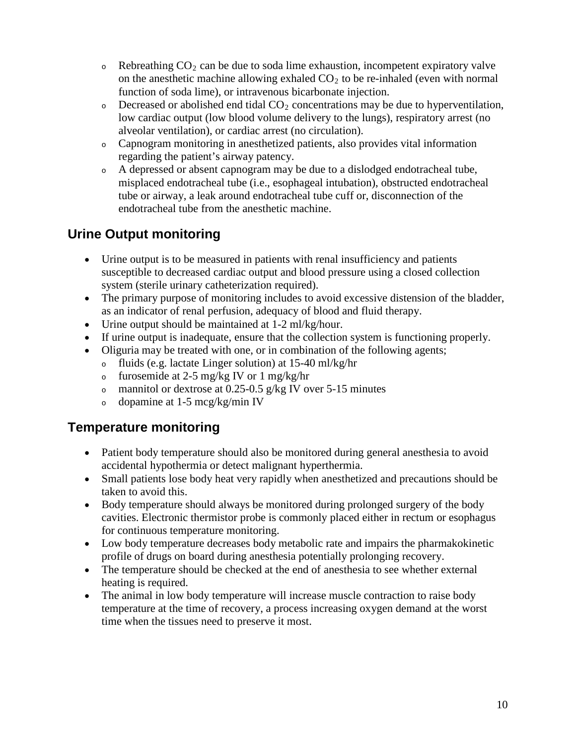- Rebreathing $CO_2$ can be due to soda lime exhaustion, incompetent expiratory valve on the anesthetic machine allowing exhaled $CO_2$ to be re-inhaled (even with normal function of soda lime), or intravenous bicarbonate injection.
- Decreased or abolished end tidal $CO_2$ concentrations may be due to hyperventilation, low cardiac output (low blood volume delivery to the lungs), respiratory arrest (no alveolar ventilation), or cardiac arrest (no circulation).
- Capnogram monitoring in anesthetized patients, also provides vital information regarding the patient's airway patency.
- A depressed or absent capnogram may be due to a dislodged endotracheal tube, misplaced endotracheal tube (i.e., esophageal intubation), obstructed endotracheal tube or airway, a leak around endotracheal tube cuff or, disconnection of the endotracheal tube from the anesthetic machine.

## Urine Output monitoring

- Urine output is to be measured in patients with renal insufficiency and patients susceptible to decreased cardiac output and blood pressure using a closed collection system (sterile urinary catheterization required).
- The primary purpose of monitoring includes to avoid excessive distension of the bladder, as an indicator of renal perfusion, adequacy of blood and fluid therapy.
- Urine output should be maintained at 1-2 ml/kg/hour.
- If urine output is inadequate, ensure that the collection system is functioning properly.
- Oliguria may be treated with one, or in combination of the following agents;
  - fluids (e.g. lactate Linger solution) at 15-40 ml/kg/hr
  - furosemide at 2-5 mg/kg IV or 1 mg/kg/hr
  - mannitol or dextrose at 0.25-0.5 g/kg IV over 5-15 minutes
  - dopamine at 1-5 mcg/kg/min IV

## Temperature monitoring

- Patient body temperature should also be monitored during general anesthesia to avoid accidental hypothermia or detect malignant hyperthermia.
- Small patients lose body heat very rapidly when anesthetized and precautions should be taken to avoid this.
- Body temperature should always be monitored during prolonged surgery of the body cavities. Electronic thermistor probe is commonly placed either in rectum or esophagus for continuous temperature monitoring.
- Low body temperature decreases body metabolic rate and impairs the pharmakokinetic profile of drugs on board during anesthesia potentially prolonging recovery.
- The temperature should be checked at the end of anesthesia to see whether external heating is required.
- The animal in low body temperature will increase muscle contraction to raise body temperature at the time of recovery, a process increasing oxygen demand at the worst time when the tissues need to preserve it most.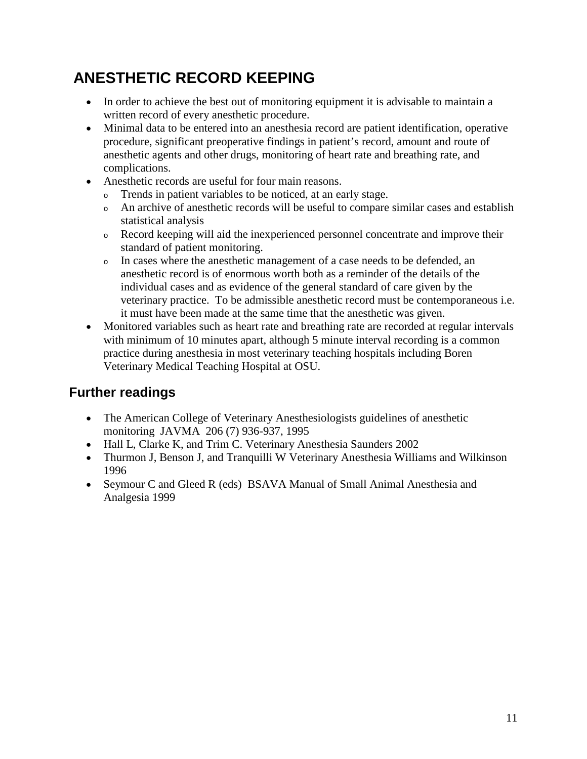# ANESTHETIC RECORD KEEPING

- In order to achieve the best out of monitoring equipment it is advisable to maintain a written record of every anesthetic procedure.
- Minimal data to be entered into an anesthesia record are patient identification, operative procedure, significant preoperative findings in patient's record, amount and route of anesthetic agents and other drugs, monitoring of heart rate and breathing rate, and complications.
- Anesthetic records are useful for four main reasons.
  - Trends in patient variables to be noticed, at an early stage.
  - An archive of anesthetic records will be useful to compare similar cases and establish statistical analysis
  - Record keeping will aid the inexperienced personnel concentrate and improve their standard of patient monitoring.
  - In cases where the anesthetic management of a case needs to be defended, an anesthetic record is of enormous worth both as a reminder of the details of the individual cases and as evidence of the general standard of care given by the veterinary practice. To be admissible anesthetic record must be contemporaneous i.e. it must have been made at the same time that the anesthetic was given.
- Monitored variables such as heart rate and breathing rate are recorded at regular intervals with minimum of 10 minutes apart, although 5 minute interval recording is a common practice during anesthesia in most veterinary teaching hospitals including Boren Veterinary Medical Teaching Hospital at OSU.

## Further readings

- The American College of Veterinary Anesthesiologists guidelines of anesthetic monitoring JAVMA 206 (7) 936-937, 1995
- Hall L, Clarke K, and Trim C. Veterinary Anesthesia Saunders 2002
- Thurmon J, Benson J, and Tranquilli W Veterinary Anesthesia Williams and Wilkinson 1996
- Seymour C and Gleed R (eds) BSAVA Manual of Small Animal Anesthesia and Analgesia 1999